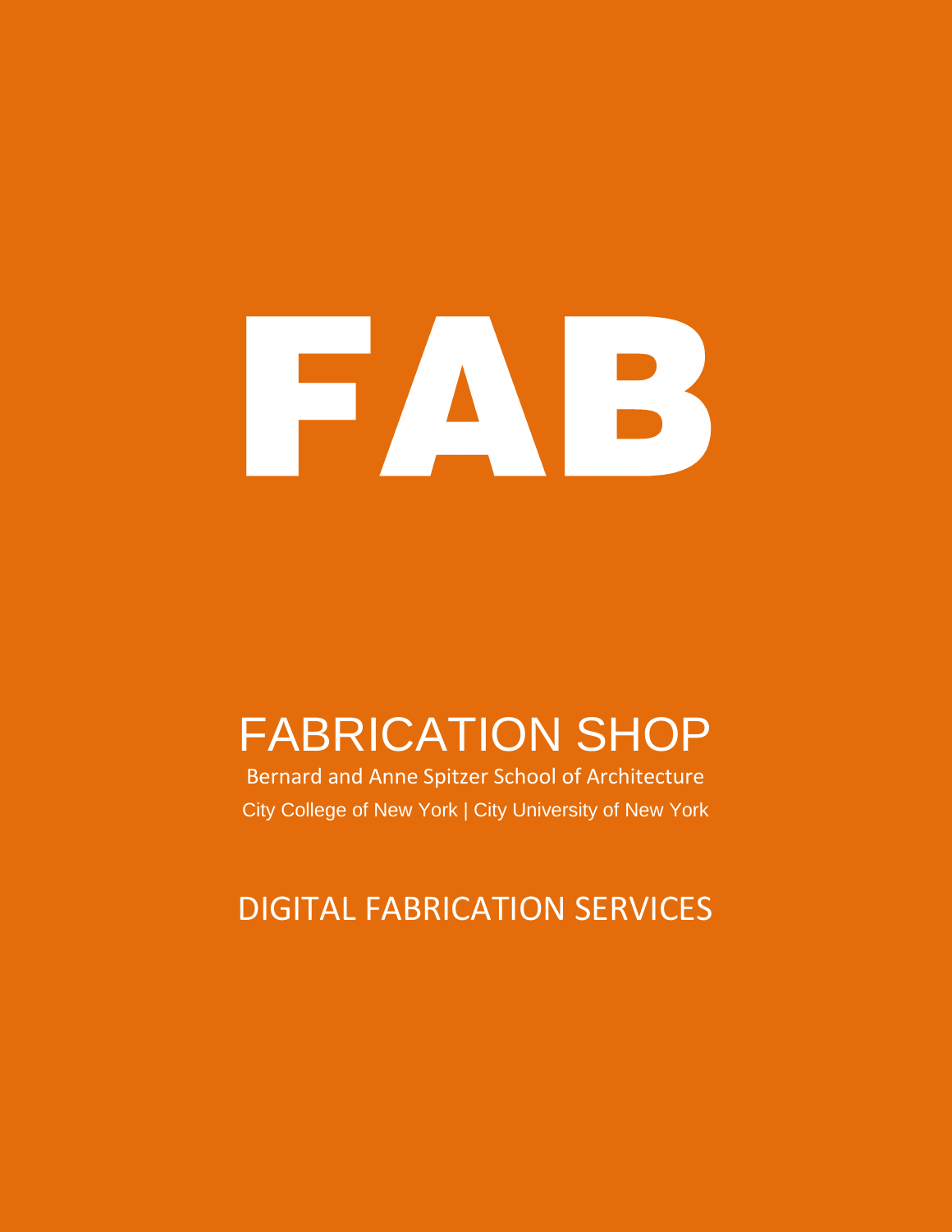# FAB

## FABRICATION SHOP

Bernard and Anne Spitzer School of Architecture

City College of New York | City University of New York

## DIGITAL FABRICATION SERVICES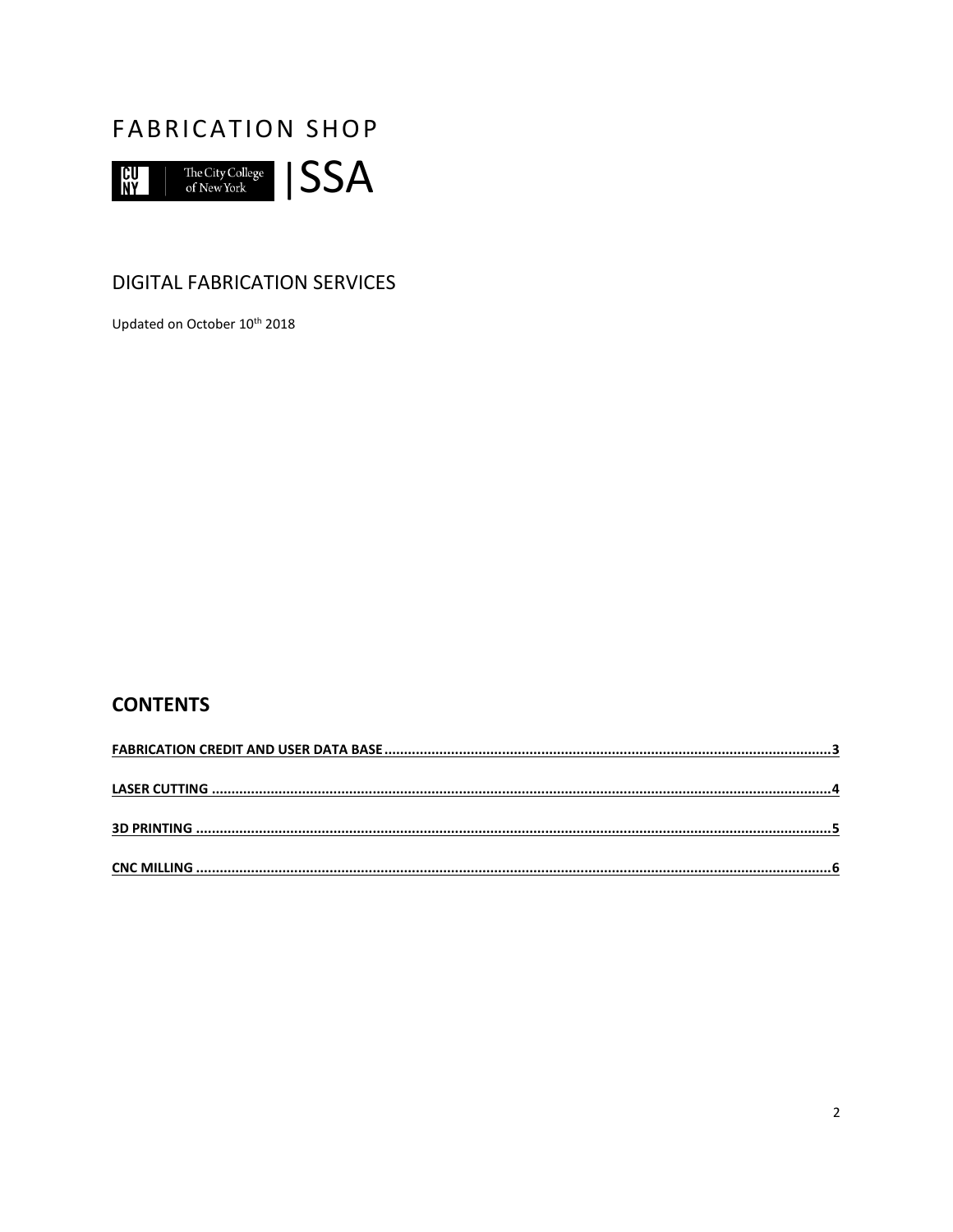# FABRICATION SHOP

The City College of New York |SSA

## DIGITAL FABRICATION SERVICES

Updated on October 10th 2018

## CONTENTS

FABRICATION CREDIT AND USER DATA BASE ........ 3

LASER CUTTING ........ 4

3D PRINTING ........ 5

CNC MILLING ........ 6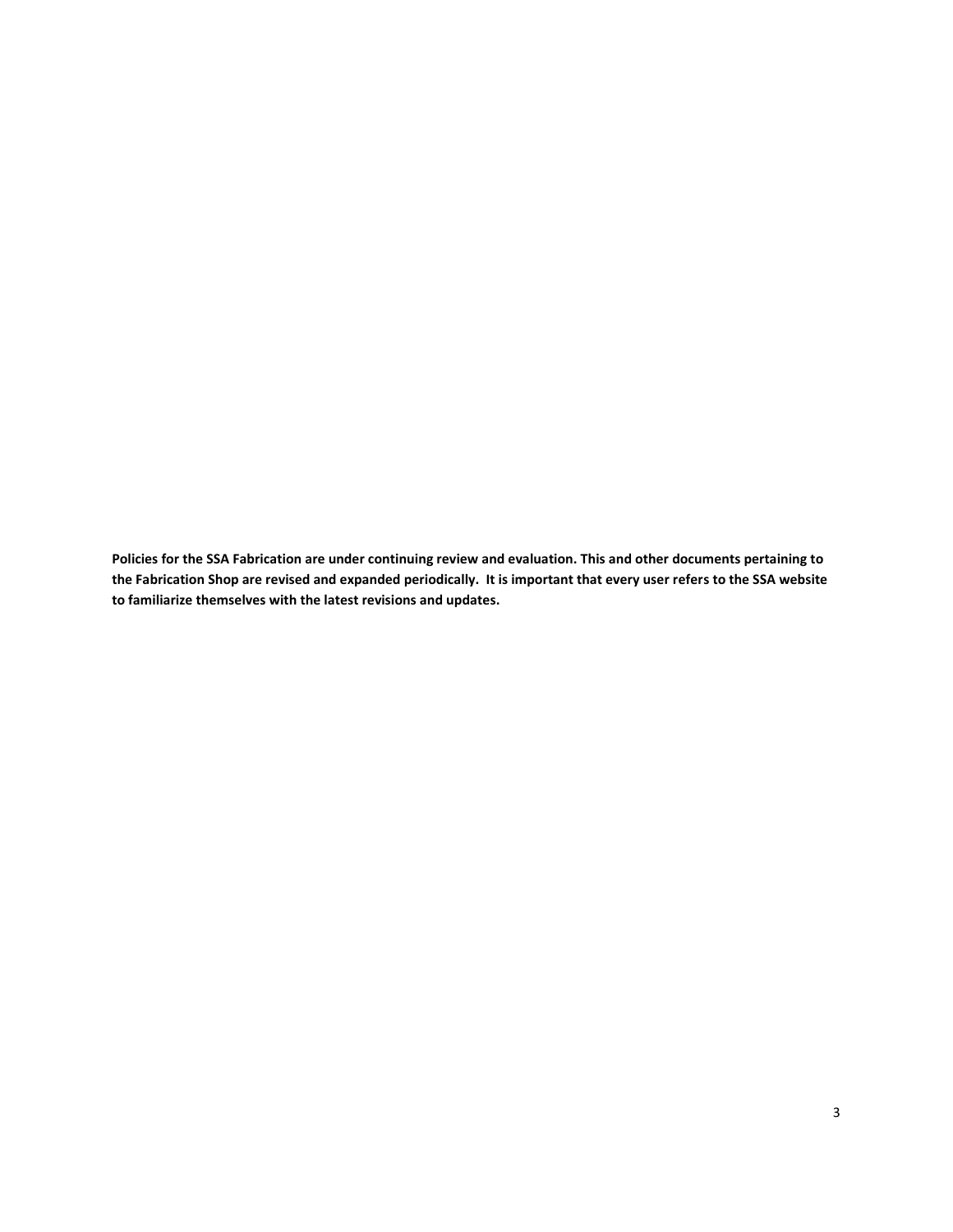**Policies for the SSA Fabrication are under continuing review and evaluation. This and other documents pertaining to the Fabrication Shop are revised and expanded periodically. It is important that every user refers to the SSA website to familiarize themselves with the latest revisions and updates.**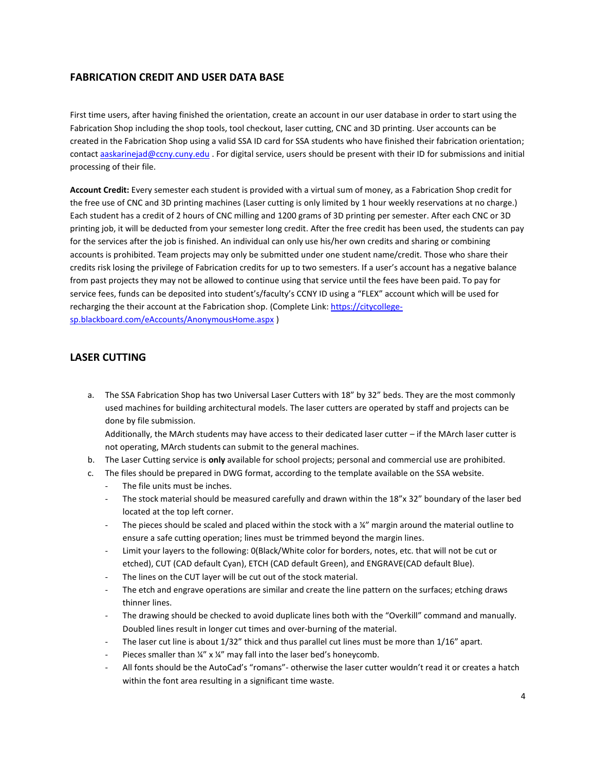## FABRICATION CREDIT AND USER DATA BASE

First time users, after having finished the orientation, create an account in our user database in order to start using the Fabrication Shop including the shop tools, tool checkout, laser cutting, CNC and 3D printing. User accounts can be created in the Fabrication Shop using a valid SSA ID card for SSA students who have finished their fabrication orientation; contact aaskarinejad@ccny.cuny.edu . For digital service, users should be present with their ID for submissions and initial processing of their file.

**Account Credit:** Every semester each student is provided with a virtual sum of money, as a Fabrication Shop credit for the free use of CNC and 3D printing machines (Laser cutting is only limited by 1 hour weekly reservations at no charge.) Each student has a credit of 2 hours of CNC milling and 1200 grams of 3D printing per semester. After each CNC or 3D printing job, it will be deducted from your semester long credit. After the free credit has been used, the students can pay for the services after the job is finished. An individual can only use his/her own credits and sharing or combining accounts is prohibited. Team projects may only be submitted under one student name/credit. Those who share their credits risk losing the privilege of Fabrication credits for up to two semesters. If a user's account has a negative balance from past projects they may not be allowed to continue using that service until the fees have been paid. To pay for service fees, funds can be deposited into student's/faculty's CCNY ID using a "FLEX" account which will be used for recharging the their account at the Fabrication shop. (Complete Link: https://citycollege-sp.blackboard.com/eAccounts/AnonymousHome.aspx )

## LASER CUTTING

a. The SSA Fabrication Shop has two Universal Laser Cutters with 18" by 32" beds. They are the most commonly used machines for building architectural models. The laser cutters are operated by staff and projects can be done by file submission.
   Additionally, the MArch students may have access to their dedicated laser cutter – if the MArch laser cutter is not operating, MArch students can submit to the general machines.
b. The Laser Cutting service is **only** available for school projects; personal and commercial use are prohibited.
c. The files should be prepared in DWG format, according to the template available on the SSA website.
   - The file units must be inches.
   - The stock material should be measured carefully and drawn within the 18"x 32" boundary of the laser bed located at the top left corner.
   - The pieces should be scaled and placed within the stock with a ¼" margin around the material outline to ensure a safe cutting operation; lines must be trimmed beyond the margin lines.
   - Limit your layers to the following: 0(Black/White color for borders, notes, etc. that will not be cut or etched), CUT (CAD default Cyan), ETCH (CAD default Green), and ENGRAVE(CAD default Blue).
   - The lines on the CUT layer will be cut out of the stock material.
   - The etch and engrave operations are similar and create the line pattern on the surfaces; etching draws thinner lines.
   - The drawing should be checked to avoid duplicate lines both with the "Overkill" command and manually. Doubled lines result in longer cut times and over-burning of the material.
   - The laser cut line is about 1/32" thick and thus parallel cut lines must be more than 1/16" apart.
   - Pieces smaller than ¼" x ¼" may fall into the laser bed's honeycomb.
   - All fonts should be the AutoCad's "romans"- otherwise the laser cutter wouldn't read it or creates a hatch within the font area resulting in a significant time waste.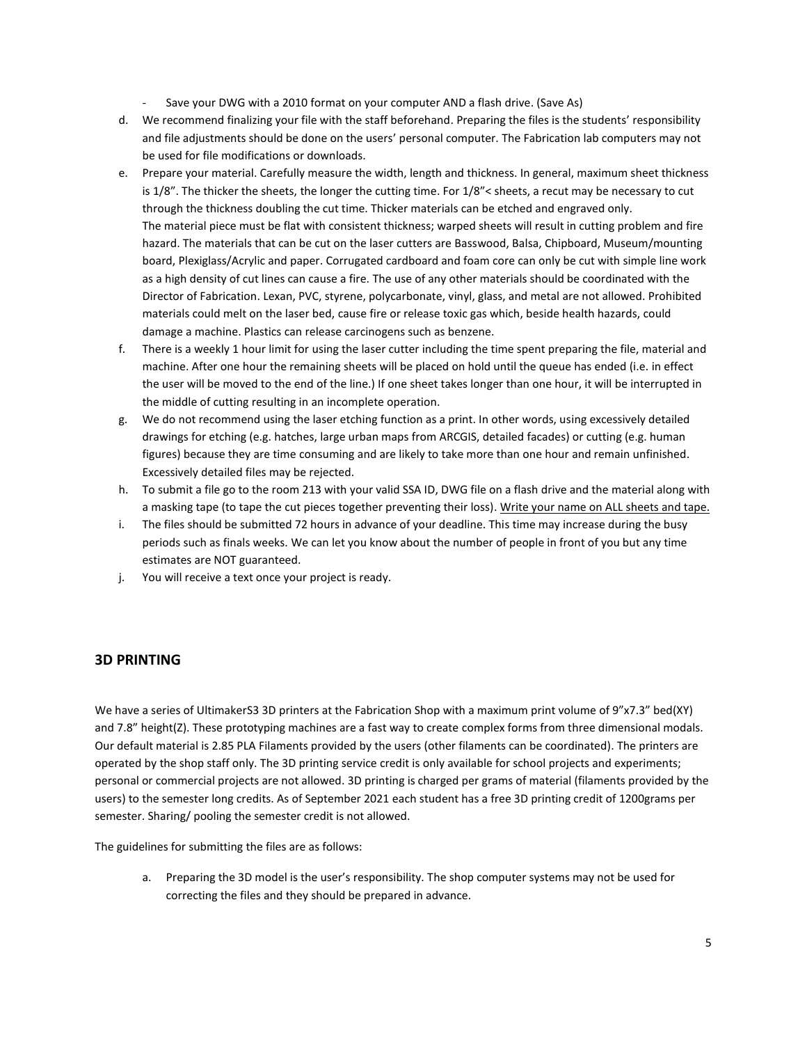- Save your DWG with a 2010 format on your computer AND a flash drive. (Save As)

d. We recommend finalizing your file with the staff beforehand. Preparing the files is the students' responsibility and file adjustments should be done on the users' personal computer. The Fabrication lab computers may not be used for file modifications or downloads.

e. Prepare your material. Carefully measure the width, length and thickness. In general, maximum sheet thickness is 1/8". The thicker the sheets, the longer the cutting time. For 1/8"< sheets, a recut may be necessary to cut through the thickness doubling the cut time. Thicker materials can be etched and engraved only.
The material piece must be flat with consistent thickness; warped sheets will result in cutting problem and fire hazard. The materials that can be cut on the laser cutters are Basswood, Balsa, Chipboard, Museum/mounting board, Plexiglass/Acrylic and paper. Corrugated cardboard and foam core can only be cut with simple line work as a high density of cut lines can cause a fire. The use of any other materials should be coordinated with the Director of Fabrication. Lexan, PVC, styrene, polycarbonate, vinyl, glass, and metal are not allowed. Prohibited materials could melt on the laser bed, cause fire or release toxic gas which, beside health hazards, could damage a machine. Plastics can release carcinogens such as benzene.

f. There is a weekly 1 hour limit for using the laser cutter including the time spent preparing the file, material and machine. After one hour the remaining sheets will be placed on hold until the queue has ended (i.e. in effect the user will be moved to the end of the line.) If one sheet takes longer than one hour, it will be interrupted in the middle of cutting resulting in an incomplete operation.

g. We do not recommend using the laser etching function as a print. In other words, using excessively detailed drawings for etching (e.g. hatches, large urban maps from ARCGIS, detailed facades) or cutting (e.g. human figures) because they are time consuming and are likely to take more than one hour and remain unfinished. Excessively detailed files may be rejected.

h. To submit a file go to the room 213 with your valid SSA ID, DWG file on a flash drive and the material along with a masking tape (to tape the cut pieces together preventing their loss). <u>Write your name on ALL sheets and tape.</u>

i. The files should be submitted 72 hours in advance of your deadline. This time may increase during the busy periods such as finals weeks. We can let you know about the number of people in front of you but any time estimates are NOT guaranteed.

j. You will receive a text once your project is ready.

## 3D PRINTING

We have a series of UltimakerS3 3D printers at the Fabrication Shop with a maximum print volume of 9"x7.3" bed(XY) and 7.8" height(Z). These prototyping machines are a fast way to create complex forms from three dimensional modals. Our default material is 2.85 PLA Filaments provided by the users (other filaments can be coordinated). The printers are operated by the shop staff only. The 3D printing service credit is only available for school projects and experiments; personal or commercial projects are not allowed. 3D printing is charged per grams of material (filaments provided by the users) to the semester long credits. As of September 2021 each student has a free 3D printing credit of 1200grams per semester. Sharing/ pooling the semester credit is not allowed.

The guidelines for submitting the files are as follows:

a. Preparing the 3D model is the user's responsibility. The shop computer systems may not be used for correcting the files and they should be prepared in advance.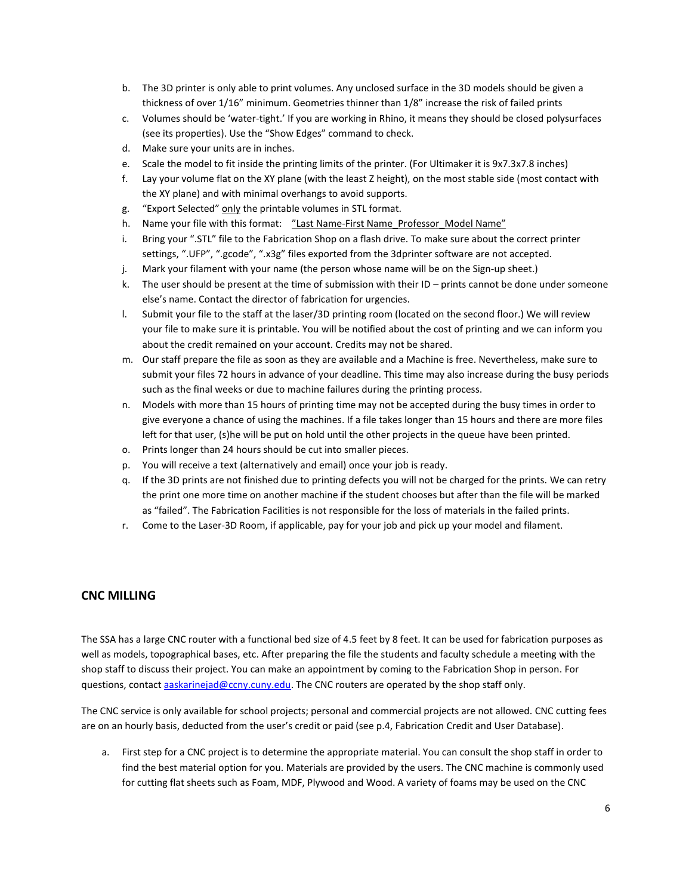b. The 3D printer is only able to print volumes. Any unclosed surface in the 3D models should be given a thickness of over 1/16" minimum. Geometries thinner than 1/8" increase the risk of failed prints
c. Volumes should be 'water-tight.' If you are working in Rhino, it means they should be closed polysurfaces (see its properties). Use the "Show Edges" command to check.
d. Make sure your units are in inches.
e. Scale the model to fit inside the printing limits of the printer. (For Ultimaker it is 9x7.3x7.8 inches)
f. Lay your volume flat on the XY plane (with the least Z height), on the most stable side (most contact with the XY plane) and with minimal overhangs to avoid supports.
g. "Export Selected" only the printable volumes in STL format.
h. Name your file with this format: "Last Name-First Name_Professor_Model Name"
i. Bring your ".STL" file to the Fabrication Shop on a flash drive. To make sure about the correct printer settings, ".UFP", ".gcode", ".x3g" files exported from the 3dprinter software are not accepted.
j. Mark your filament with your name (the person whose name will be on the Sign-up sheet.)
k. The user should be present at the time of submission with their ID – prints cannot be done under someone else's name. Contact the director of fabrication for urgencies.
l. Submit your file to the staff at the laser/3D printing room (located on the second floor.) We will review your file to make sure it is printable. You will be notified about the cost of printing and we can inform you about the credit remained on your account. Credits may not be shared.
m. Our staff prepare the file as soon as they are available and a Machine is free. Nevertheless, make sure to submit your files 72 hours in advance of your deadline. This time may also increase during the busy periods such as the final weeks or due to machine failures during the printing process.
n. Models with more than 15 hours of printing time may not be accepted during the busy times in order to give everyone a chance of using the machines. If a file takes longer than 15 hours and there are more files left for that user, (s)he will be put on hold until the other projects in the queue have been printed.
o. Prints longer than 24 hours should be cut into smaller pieces.
p. You will receive a text (alternatively and email) once your job is ready.
q. If the 3D prints are not finished due to printing defects you will not be charged for the prints. We can retry the print one more time on another machine if the student chooses but after than the file will be marked as "failed". The Fabrication Facilities is not responsible for the loss of materials in the failed prints.
r. Come to the Laser-3D Room, if applicable, pay for your job and pick up your model and filament.

## CNC MILLING

The SSA has a large CNC router with a functional bed size of 4.5 feet by 8 feet. It can be used for fabrication purposes as well as models, topographical bases, etc. After preparing the file the students and faculty schedule a meeting with the shop staff to discuss their project. You can make an appointment by coming to the Fabrication Shop in person. For questions, contact aaskarinejad@ccny.cuny.edu. The CNC routers are operated by the shop staff only.

The CNC service is only available for school projects; personal and commercial projects are not allowed. CNC cutting fees are on an hourly basis, deducted from the user's credit or paid (see p.4, Fabrication Credit and User Database).

a. First step for a CNC project is to determine the appropriate material. You can consult the shop staff in order to find the best material option for you. Materials are provided by the users. The CNC machine is commonly used for cutting flat sheets such as Foam, MDF, Plywood and Wood. A variety of foams may be used on the CNC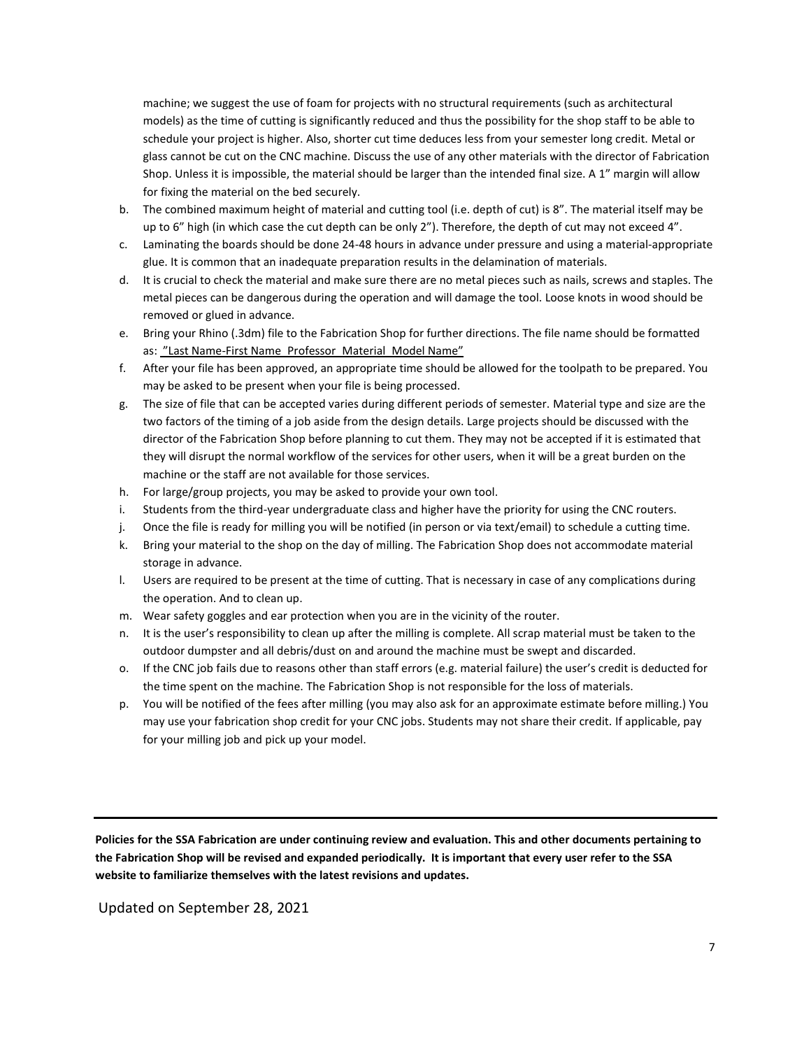machine; we suggest the use of foam for projects with no structural requirements (such as architectural models) as the time of cutting is significantly reduced and thus the possibility for the shop staff to be able to schedule your project is higher. Also, shorter cut time deduces less from your semester long credit. Metal or glass cannot be cut on the CNC machine. Discuss the use of any other materials with the director of Fabrication Shop. Unless it is impossible, the material should be larger than the intended final size. A 1" margin will allow for fixing the material on the bed securely.

b. The combined maximum height of material and cutting tool (i.e. depth of cut) is 8". The material itself may be up to 6" high (in which case the cut depth can be only 2"). Therefore, the depth of cut may not exceed 4".
c. Laminating the boards should be done 24-48 hours in advance under pressure and using a material-appropriate glue. It is common that an inadequate preparation results in the delamination of materials.
d. It is crucial to check the material and make sure there are no metal pieces such as nails, screws and staples. The metal pieces can be dangerous during the operation and will damage the tool. Loose knots in wood should be removed or glued in advance.
e. Bring your Rhino (.3dm) file to the Fabrication Shop for further directions. The file name should be formatted as: <u>"Last Name-First Name_Professor_Material_Model Name"</u>
f. After your file has been approved, an appropriate time should be allowed for the toolpath to be prepared. You may be asked to be present when your file is being processed.
g. The size of file that can be accepted varies during different periods of semester. Material type and size are the two factors of the timing of a job aside from the design details. Large projects should be discussed with the director of the Fabrication Shop before planning to cut them. They may not be accepted if it is estimated that they will disrupt the normal workflow of the services for other users, when it will be a great burden on the machine or the staff are not available for those services.
h. For large/group projects, you may be asked to provide your own tool.
i. Students from the third-year undergraduate class and higher have the priority for using the CNC routers.
j. Once the file is ready for milling you will be notified (in person or via text/email) to schedule a cutting time.
k. Bring your material to the shop on the day of milling. The Fabrication Shop does not accommodate material storage in advance.
l. Users are required to be present at the time of cutting. That is necessary in case of any complications during the operation. And to clean up.
m. Wear safety goggles and ear protection when you are in the vicinity of the router.
n. It is the user's responsibility to clean up after the milling is complete. All scrap material must be taken to the outdoor dumpster and all debris/dust on and around the machine must be swept and discarded.
o. If the CNC job fails due to reasons other than staff errors (e.g. material failure) the user's credit is deducted for the time spent on the machine. The Fabrication Shop is not responsible for the loss of materials.
p. You will be notified of the fees after milling (you may also ask for an approximate estimate before milling.) You may use your fabrication shop credit for your CNC jobs. Students may not share their credit. If applicable, pay for your milling job and pick up your model.

---

**Policies for the SSA Fabrication are under continuing review and evaluation. This and other documents pertaining to the Fabrication Shop will be revised and expanded periodically. It is important that every user refer to the SSA website to familiarize themselves with the latest revisions and updates.**

Updated on September 28, 2021